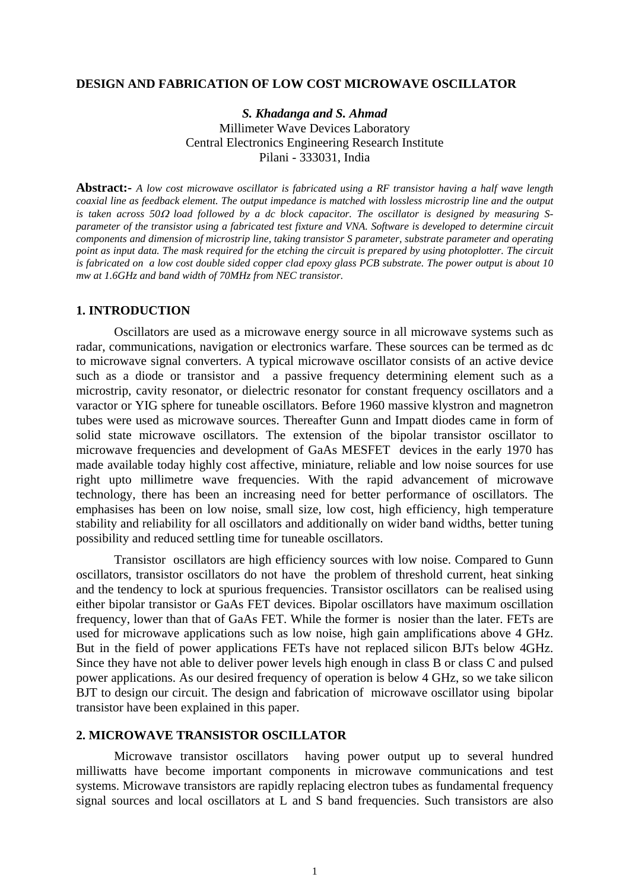# DESIGN AND FABRICATION OF LOW COST MICROWAVE OSCILLATOR

***S. Khadanga and S. Ahmad***
Millimeter Wave Devices Laboratory
Central Electronics Engineering Research Institute
Pilani - 333031, India

**Abstract:-** *A low cost microwave oscillator is fabricated using a RF transistor having a half wave length coaxial line as feedback element. The output impedance is matched with lossless microstrip line and the output is taken across 50Ω load followed by a dc block capacitor. The oscillator is designed by measuring S-parameter of the transistor using a fabricated test fixture and VNA. Software is developed to determine circuit components and dimension of microstrip line, taking transistor S parameter, substrate parameter and operating point as input data. The mask required for the etching the circuit is prepared by using photoplotter. The circuit is fabricated on a low cost double sided copper clad epoxy glass PCB substrate. The power output is about 10 mw at 1.6GHz and band width of 70MHz from NEC transistor.*

## 1. INTRODUCTION

Oscillators are used as a microwave energy source in all microwave systems such as radar, communications, navigation or electronics warfare. These sources can be termed as dc to microwave signal converters. A typical microwave oscillator consists of an active device such as a diode or transistor and a passive frequency determining element such as a microstrip, cavity resonator, or dielectric resonator for constant frequency oscillators and a varactor or YIG sphere for tuneable oscillators. Before 1960 massive klystron and magnetron tubes were used as microwave sources. Thereafter Gunn and Impatt diodes came in form of solid state microwave oscillators. The extension of the bipolar transistor oscillator to microwave frequencies and development of GaAs MESFET devices in the early 1970 has made available today highly cost affective, miniature, reliable and low noise sources for use right upto millimetre wave frequencies. With the rapid advancement of microwave technology, there has been an increasing need for better performance of oscillators. The emphasises has been on low noise, small size, low cost, high efficiency, high temperature stability and reliability for all oscillators and additionally on wider band widths, better tuning possibility and reduced settling time for tuneable oscillators.

Transistor oscillators are high efficiency sources with low noise. Compared to Gunn oscillators, transistor oscillators do not have the problem of threshold current, heat sinking and the tendency to lock at spurious frequencies. Transistor oscillators can be realised using either bipolar transistor or GaAs FET devices. Bipolar oscillators have maximum oscillation frequency, lower than that of GaAs FET. While the former is nosier than the later. FETs are used for microwave applications such as low noise, high gain amplifications above 4 GHz. But in the field of power applications FETs have not replaced silicon BJTs below 4GHz. Since they have not able to deliver power levels high enough in class B or class C and pulsed power applications. As our desired frequency of operation is below 4 GHz, so we take silicon BJT to design our circuit. The design and fabrication of microwave oscillator using bipolar transistor have been explained in this paper.

## 2. MICROWAVE TRANSISTOR OSCILLATOR

Microwave transistor oscillators having power output up to several hundred milliwatts have become important components in microwave communications and test systems. Microwave transistors are rapidly replacing electron tubes as fundamental frequency signal sources and local oscillators at L and S band frequencies. Such transistors are also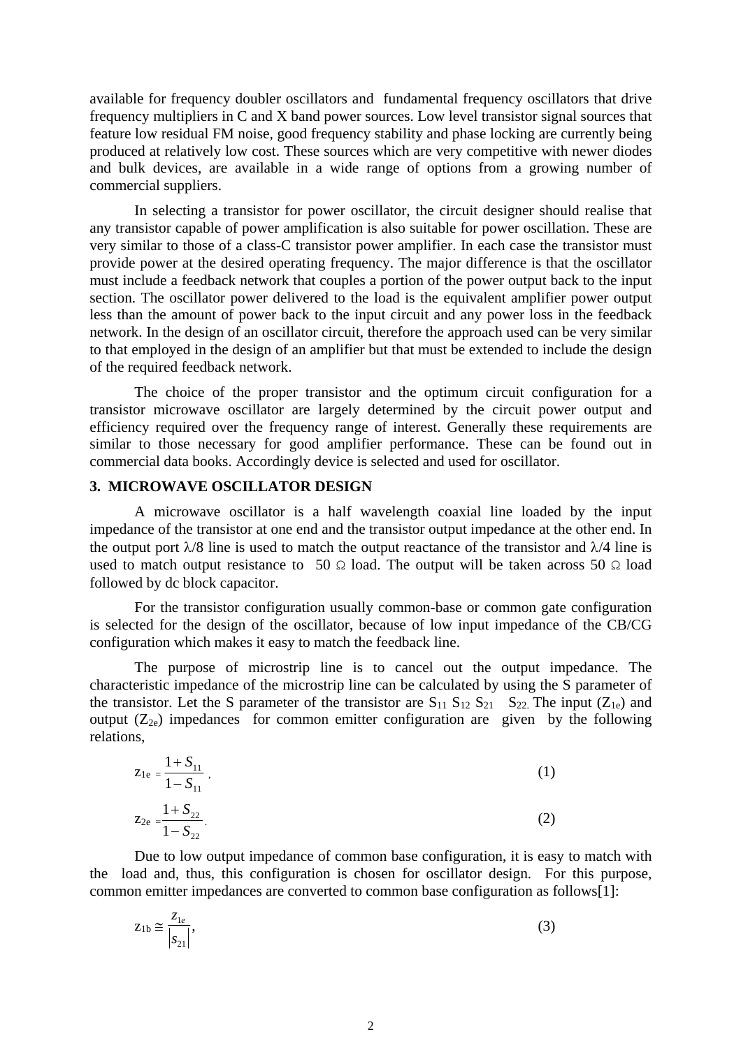available for frequency doubler oscillators and fundamental frequency oscillators that drive frequency multipliers in C and X band power sources. Low level transistor signal sources that feature low residual FM noise, good frequency stability and phase locking are currently being produced at relatively low cost. These sources which are very competitive with newer diodes and bulk devices, are available in a wide range of options from a growing number of commercial suppliers.

In selecting a transistor for power oscillator, the circuit designer should realise that any transistor capable of power amplification is also suitable for power oscillation. These are very similar to those of a class-C transistor power amplifier. In each case the transistor must provide power at the desired operating frequency. The major difference is that the oscillator must include a feedback network that couples a portion of the power output back to the input section. The oscillator power delivered to the load is the equivalent amplifier power output less than the amount of power back to the input circuit and any power loss in the feedback network. In the design of an oscillator circuit, therefore the approach used can be very similar to that employed in the design of an amplifier but that must be extended to include the design of the required feedback network.

The choice of the proper transistor and the optimum circuit configuration for a transistor microwave oscillator are largely determined by the circuit power output and efficiency required over the frequency range of interest. Generally these requirements are similar to those necessary for good amplifier performance. These can be found out in commercial data books. Accordingly device is selected and used for oscillator.

## 3. MICROWAVE OSCILLATOR DESIGN

A microwave oscillator is a half wavelength coaxial line loaded by the input impedance of the transistor at one end and the transistor output impedance at the other end. In the output port $\lambda/8$ line is used to match the output reactance of the transistor and $\lambda/4$ line is used to match output resistance to 50 $\Omega$ load. The output will be taken across 50 $\Omega$ load followed by dc block capacitor.

For the transistor configuration usually common-base or common gate configuration is selected for the design of the oscillator, because of low input impedance of the CB/CG configuration which makes it easy to match the feedback line.

The purpose of microstrip line is to cancel out the output impedance. The characteristic impedance of the microstrip line can be calculated by using the S parameter of the transistor. Let the S parameter of the transistor are $S_{11}$ $S_{12}$ $S_{21}$ $S_{22}$. The input ($Z_{1e}$) and output ($Z_{2e}$) impedances for common emitter configuration are given by the following relations,

$$z_{1e} = \frac{1+S_{11}}{1-S_{11}}, \qquad (1)$$

$$z_{2e} = \frac{1+S_{22}}{1-S_{22}}. \qquad (2)$$

Due to low output impedance of common base configuration, it is easy to match with the load and, thus, this configuration is chosen for oscillator design. For this purpose, common emitter impedances are converted to common base configuration as follows[1]:

$$z_{1b} \cong \frac{z_{1e}}{|S_{21}|}, \qquad (3)$$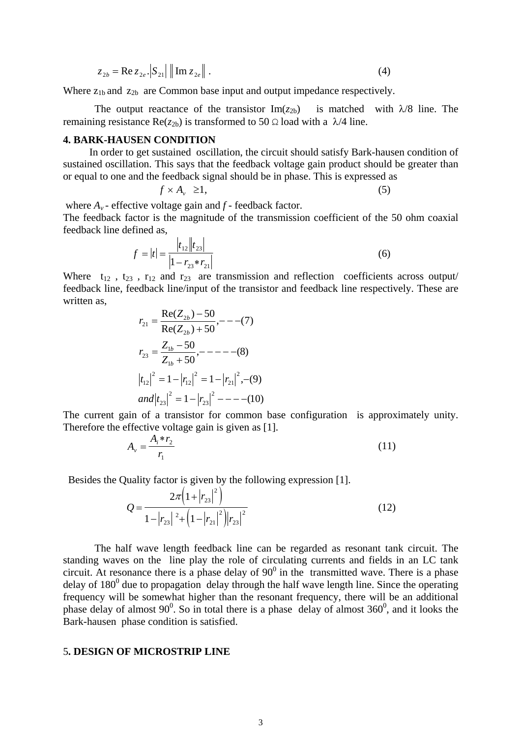$$z_{2b} = \operatorname{Re} z_{2e} . \left| S_{21} \right| \, \left\| \operatorname{Im} z_{2e} \right\| \; . \tag{4}$$

Where $z_{1b}$ and $z_{2b}$ are Common base input and output impedance respectively.

The output reactance of the transistor $\operatorname{Im}(z_{2b})$ is matched with $\lambda/8$ line. The remaining resistance $\operatorname{Re}(z_{2b})$ is transformed to 50 $\Omega$ load with a $\lambda/4$ line.

## 4. BARK-HAUSEN CONDITION

In order to get sustained oscillation, the circuit should satisfy Bark-hausen condition of sustained oscillation. This says that the feedback voltage gain product should be greater than or equal to one and the feedback signal should be in phase. This is expressed as

$$f \times A_v \;\; \geq 1, \tag{5}$$

where $A_v$ - effective voltage gain and $f$ - feedback factor.

The feedback factor is the magnitude of the transmission coefficient of the 50 ohm coaxial feedback line defined as,

$$f = |t| = \frac{|t_{12}||t_{23}|}{|1 - r_{23} * r_{21}|} \tag{6}$$

Where $t_{12}$, $t_{23}$, $r_{12}$ and $r_{23}$ are transmission and reflection coefficients across output/ feedback line, feedback line/input of the transistor and feedback line respectively. These are written as,

$$r_{21} = \frac{\operatorname{Re}(Z_{2b}) - 50}{\operatorname{Re}(Z_{2b}) + 50}, ---(7)$$

$$r_{23} = \frac{Z_{1b} - 50}{Z_{1b} + 50}, -----(8)$$

$$|t_{12}|^2 = 1 - |r_{12}|^2 = 1 - |r_{21}|^2, -(9)$$

$$and |t_{23}|^2 = 1 - |r_{23}|^2 ----(10)$$

The current gain of a transistor for common base configuration is approximately unity. Therefore the effective voltage gain is given as [1].

$$A_v = \frac{A_i * r_2}{r_1} \tag{11}$$

Besides the Quality factor is given by the following expression [1].

$$Q = \frac{2\pi\left(1 + |r_{23}|^2\right)}{1 - |r_{23}|^2 + \left(1 - |r_{21}|^2\right)|r_{23}|^2} \tag{12}$$

The half wave length feedback line can be regarded as resonant tank circuit. The standing waves on the line play the role of circulating currents and fields in an LC tank circuit. At resonance there is a phase delay of $90^0$ in the transmitted wave. There is a phase delay of $180^0$ due to propagation delay through the half wave length line. Since the operating frequency will be somewhat higher than the resonant frequency, there will be an additional phase delay of almost $90^0$. So in total there is a phase delay of almost $360^0$, and it looks the Bark-hausen phase condition is satisfied.

## 5. DESIGN OF MICROSTRIP LINE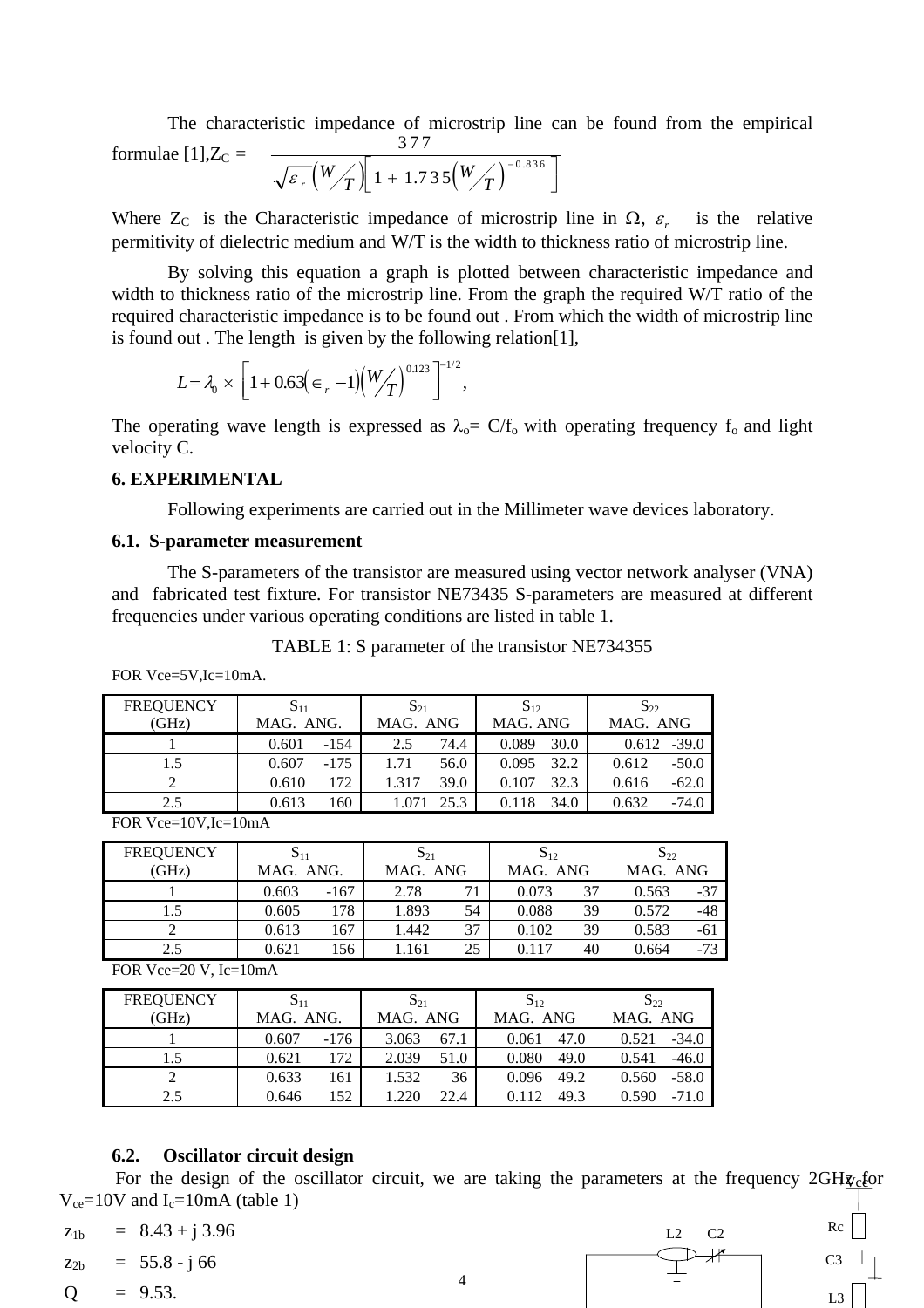The characteristic impedance of microstrip line can be found from the empirical formulae [1], $Z_C = \dfrac{377}{\sqrt{\varepsilon_r}\left(W/T\right)\left[1 + 1.735\left(W/T\right)^{-0.836}\right]}$

Where $Z_C$ is the Characteristic impedance of microstrip line in Ω, $\varepsilon_r$ is the relative permitivity of dielectric medium and W/T is the width to thickness ratio of microstrip line.

By solving this equation a graph is plotted between characteristic impedance and width to thickness ratio of the microstrip line. From the graph the required W/T ratio of the required characteristic impedance is to be found out . From which the width of microstrip line is found out . The length is given by the following relation[1],

$$L = \lambda_0 \times \left[1 + 0.63\left(\in_r - 1\right)\left(W/T\right)^{0.123}\right]^{-1/2},$$

The operating wave length is expressed as $\lambda_o = C/f_o$ with operating frequency $f_o$ and light velocity C.

## 6. EXPERIMENTAL

Following experiments are carried out in the Millimeter wave devices laboratory.

### 6.1. S-parameter measurement

The S-parameters of the transistor are measured using vector network analyser (VNA) and fabricated test fixture. For transistor NE73435 S-parameters are measured at different frequencies under various operating conditions are listed in table 1.

TABLE 1: S parameter of the transistor NE734355

FOR Vce=5V,Ic=10mA.

| FREQUENCY (GHz) | $S_{11}$ MAG. | ANG. | $S_{21}$ MAG. | ANG | $S_{12}$ MAG. | ANG | $S_{22}$ MAG. | ANG |
|---|---|---|---|---|---|---|---|---|
| 1 | 0.601 | -154 | 2.5 | 74.4 | 0.089 | 30.0 | 0.612 | -39.0 |
| 1.5 | 0.607 | -175 | 1.71 | 56.0 | 0.095 | 32.2 | 0.612 | -50.0 |
| 2 | 0.610 | 172 | 1.317 | 39.0 | 0.107 | 32.3 | 0.616 | -62.0 |
| 2.5 | 0.613 | 160 | 1.071 | 25.3 | 0.118 | 34.0 | 0.632 | -74.0 |

FOR Vce=10V,Ic=10mA

| FREQUENCY (GHz) | $S_{11}$ MAG. | ANG. | $S_{21}$ MAG. | ANG | $S_{12}$ MAG. | ANG | $S_{22}$ MAG. | ANG |
|---|---|---|---|---|---|---|---|---|
| 1 | 0.603 | -167 | 2.78 | 71 | 0.073 | 37 | 0.563 | -37 |
| 1.5 | 0.605 | 178 | 1.893 | 54 | 0.088 | 39 | 0.572 | -48 |
| 2 | 0.613 | 167 | 1.442 | 37 | 0.102 | 39 | 0.583 | -61 |
| 2.5 | 0.621 | 156 | 1.161 | 25 | 0.117 | 40 | 0.664 | -73 |

FOR Vce=20 V, Ic=10mA

| FREQUENCY (GHz) | $S_{11}$ MAG. | ANG. | $S_{21}$ MAG. | ANG | $S_{12}$ MAG. | ANG | $S_{22}$ MAG. | ANG |
|---|---|---|---|---|---|---|---|---|
| 1 | 0.607 | -176 | 3.063 | 67.1 | 0.061 | 47.0 | 0.521 | -34.0 |
| 1.5 | 0.621 | 172 | 2.039 | 51.0 | 0.080 | 49.0 | 0.541 | -46.0 |
| 2 | 0.633 | 161 | 1.532 | 36 | 0.096 | 49.2 | 0.560 | -58.0 |
| 2.5 | 0.646 | 152 | 1.220 | 22.4 | 0.112 | 49.3 | 0.590 | -71.0 |

### 6.2. Oscillator circuit design

For the design of the oscillator circuit, we are taking the parameters at the frequency 2GHz for $V_{ce}$=10V and $I_c$=10mA (table 1)

$z_{1b}$ = 8.43 + j 3.96

$z_{2b}$ = 55.8 - j 66

Q = 9.53.

+Vcc

Rc

L2 C2

C3

L3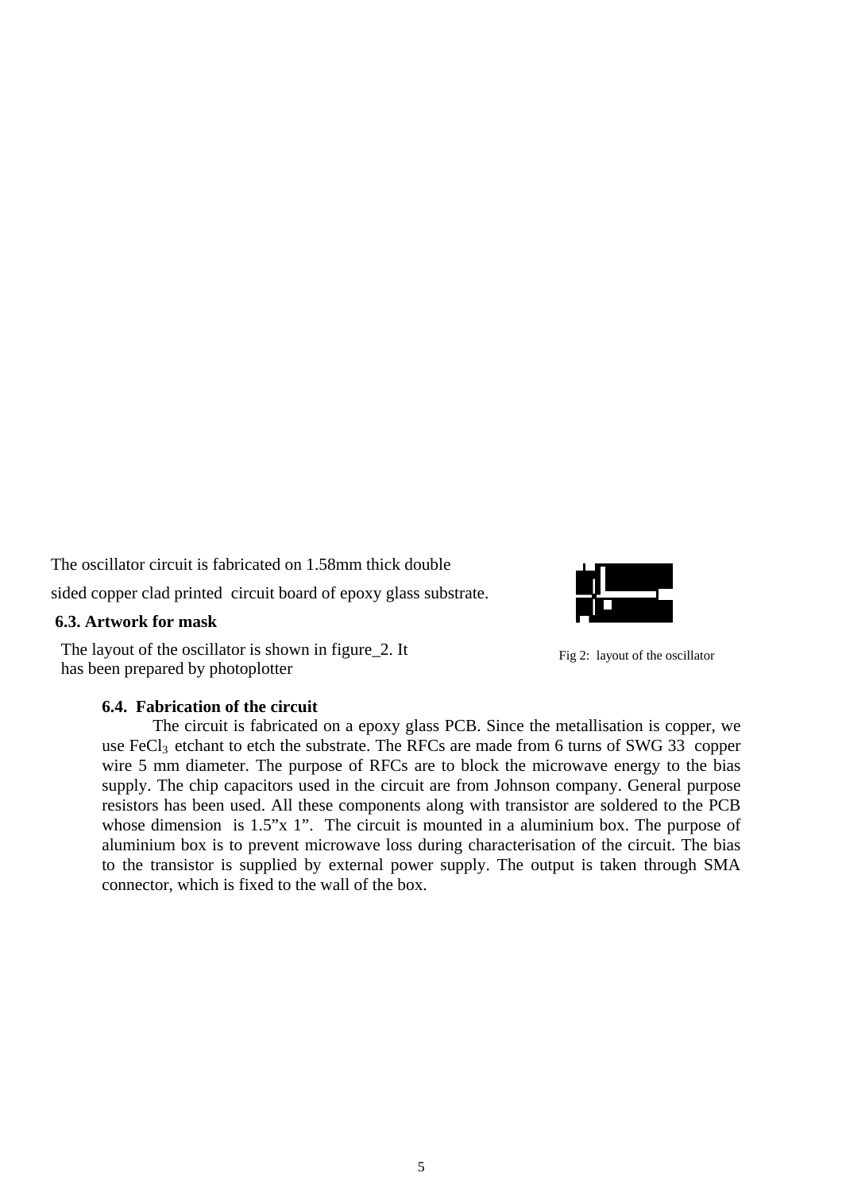The oscillator circuit is fabricated on 1.58mm thick double sided copper clad printed circuit board of epoxy glass substrate.

### 6.3. Artwork for mask

The layout of the oscillator is shown in figure_2. It has been prepared by photoplotter

Fig 2: layout of the oscillator

### 6.4. Fabrication of the circuit

The circuit is fabricated on a epoxy glass PCB. Since the metallisation is copper, we use $FeCl_3$ etchant to etch the substrate. The RFCs are made from 6 turns of SWG 33 copper wire 5 mm diameter. The purpose of RFCs are to block the microwave energy to the bias supply. The chip capacitors used in the circuit are from Johnson company. General purpose resistors has been used. All these components along with transistor are soldered to the PCB whose dimension is 1.5"x 1". The circuit is mounted in a aluminium box. The purpose of aluminium box is to prevent microwave loss during characterisation of the circuit. The bias to the transistor is supplied by external power supply. The output is taken through SMA connector, which is fixed to the wall of the box.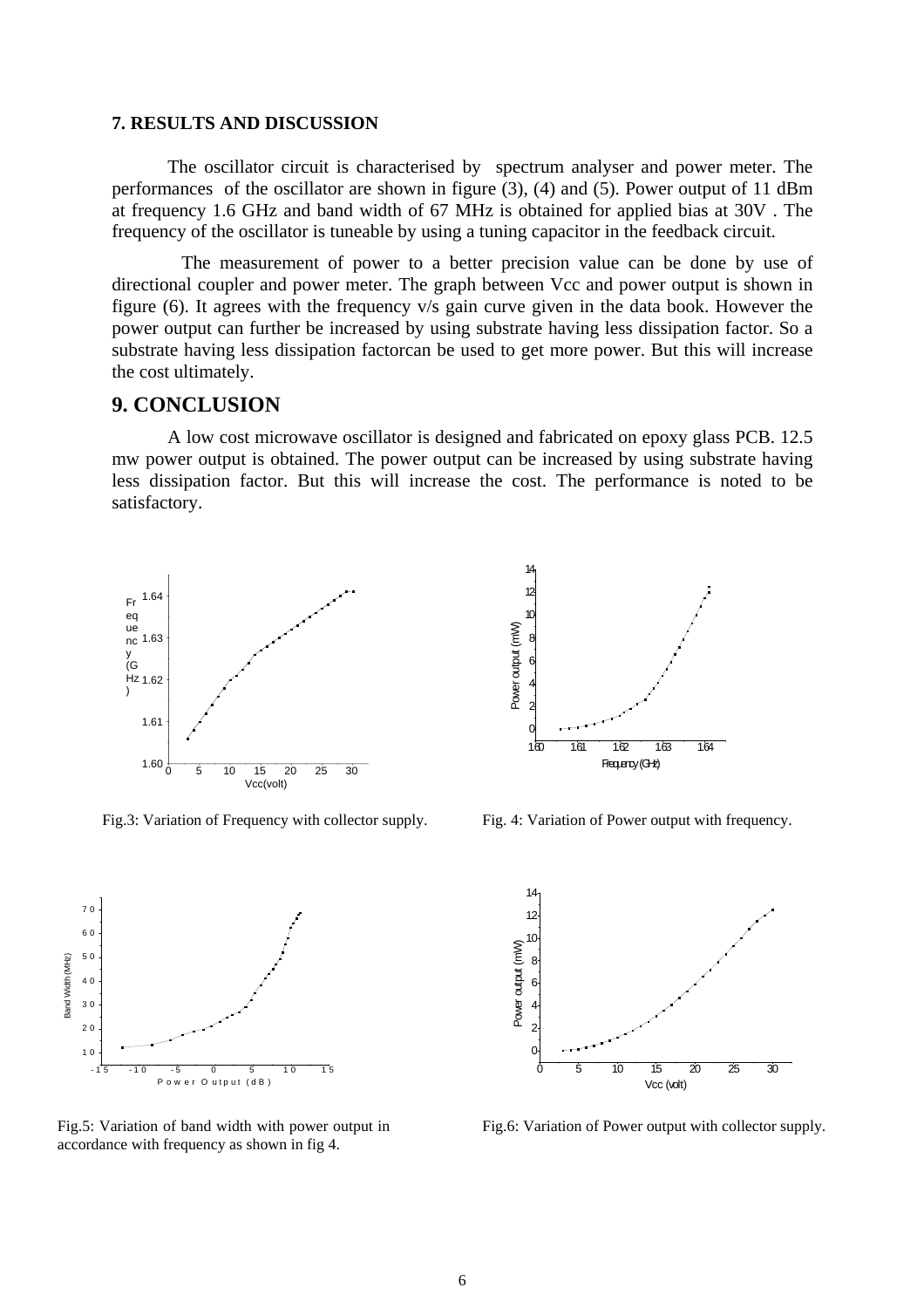### 7. RESULTS AND DISCUSSION

The oscillator circuit is characterised by spectrum analyser and power meter. The performances of the oscillator are shown in figure (3), (4) and (5). Power output of 11 dBm at frequency 1.6 GHz and band width of 67 MHz is obtained for applied bias at 30V . The frequency of the oscillator is tuneable by using a tuning capacitor in the feedback circuit.

The measurement of power to a better precision value can be done by use of directional coupler and power meter. The graph between Vcc and power output is shown in figure (6). It agrees with the frequency v/s gain curve given in the data book. However the power output can further be increased by using substrate having less dissipation factor. So a substrate having less dissipation factorcan be used to get more power. But this will increase the cost ultimately.

## 9. CONCLUSION

A low cost microwave oscillator is designed and fabricated on epoxy glass PCB. 12.5 mw power output is obtained. The power output can be increased by using substrate having less dissipation factor. But this will increase the cost. The performance is noted to be satisfactory.

Frequency (GHz)
1.64
1.63
1.62
1.61
1.60
0 5 10 15 20 25 30
Vcc(volt)

Fig.3: Variation of Frequency with collector supply.

Power output (mW)
14
12
10
8
6
4
2
0
1.60 1.61 1.62 1.63 1.64
Frequency (GHz)

Fig. 4: Variation of Power output with frequency.

Band Width (MHz)
70
60
50
40
30
20
10
-15 -10 -5 0 5 10 15
Power Output (dB)

Fig.5: Variation of band width with power output in accordance with frequency as shown in fig 4.

Power output (mW)
14
12
10
8
6
4
2
0
0 5 10 15 20 25 30
Vcc (volt)

Fig.6: Variation of Power output with collector supply.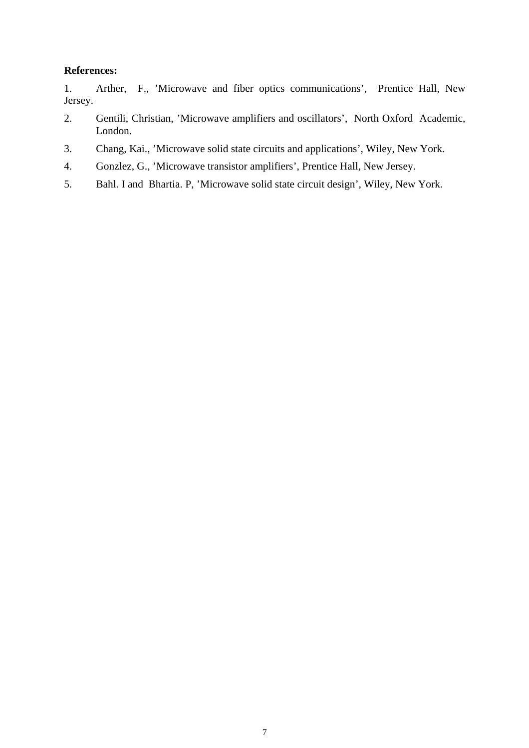**References:**

1. Arther, F., ’Microwave and fiber optics communications’, Prentice Hall, New Jersey.
2. Gentili, Christian, ’Microwave amplifiers and oscillators’, North Oxford Academic, London.
3. Chang, Kai., ’Microwave solid state circuits and applications’, Wiley, New York.
4. Gonzlez, G., ’Microwave transistor amplifiers’, Prentice Hall, New Jersey.
5. Bahl. I and Bhartia. P, ’Microwave solid state circuit design’, Wiley, New York.